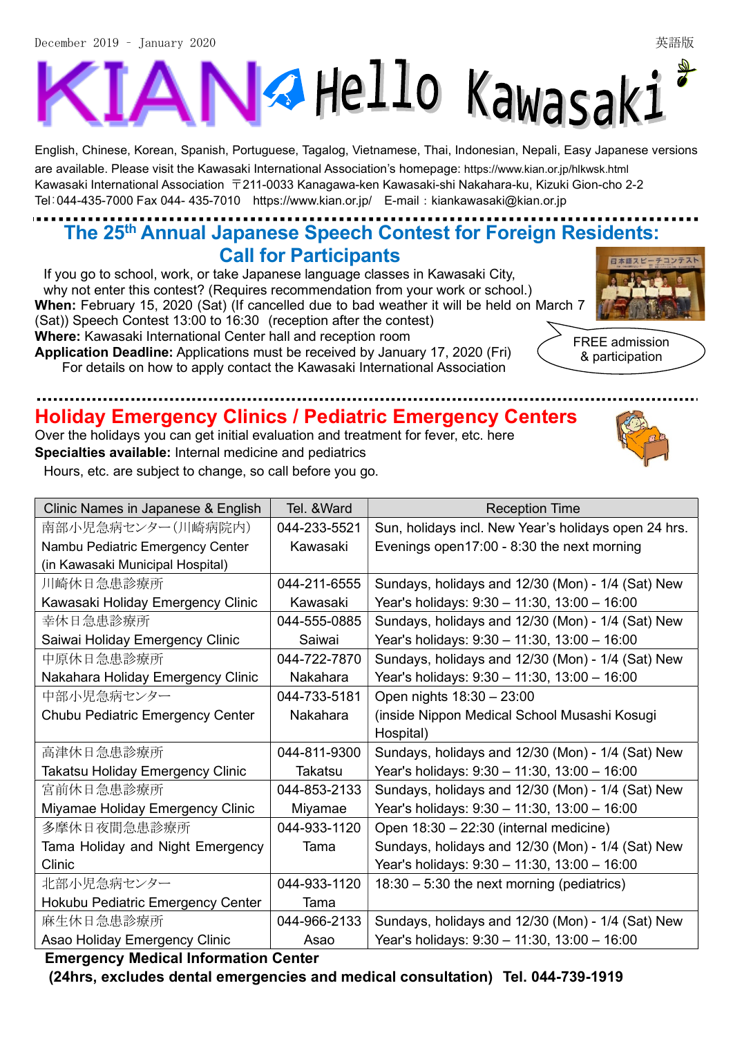December 2019 – January 2020 英語版

# KIAN Hello Kawasaki

English, Chinese, Korean, Spanish, Portuguese, Tagalog, Vietnamese, Thai, Indonesian, Nepali, Easy Japanese versions are available. Please visit the Kawasaki International Association's homepage: https://www.kian.or.jp/hlkwsk.html
Kawasaki International Association 〒211-0033 Kanagawa-ken Kawasaki-shi Nakahara-ku, Kizuki Gion-cho 2-2
Tel：044-435-7000 Fax 044- 435-7010 https://www.kian.or.jp/ E-mail：kiankawasaki@kian.or.jp

## The 25th Annual Japanese Speech Contest for Foreign Residents: Call for Participants

If you go to school, work, or take Japanese language classes in Kawasaki City, why not enter this contest? (Requires recommendation from your work or school.)

**When:** February 15, 2020 (Sat) (If cancelled due to bad weather it will be held on March 7 (Sat)) Speech Contest 13:00 to 16:30 (reception after the contest)

**Where:** Kawasaki International Center hall and reception room

**Application Deadline:** Applications must be received by January 17, 2020 (Fri)

For details on how to apply contact the Kawasaki International Association

FREE admission & participation

## Holiday Emergency Clinics / Pediatric Emergency Centers

Over the holidays you can get initial evaluation and treatment for fever, etc. here

**Specialties available:** Internal medicine and pediatrics

Hours, etc. are subject to change, so call before you go.

| Clinic Names in Japanese & English | Tel. &Ward | Reception Time |
|---|---|---|
| 南部小児急病センター(川崎病院内) Nambu Pediatric Emergency Center (in Kawasaki Municipal Hospital) | 044-233-5521 Kawasaki | Sun, holidays incl. New Year's holidays open 24 hrs. Evenings open17:00 - 8:30 the next morning |
| 川崎休日急患診療所 Kawasaki Holiday Emergency Clinic | 044-211-6555 Kawasaki | Sundays, holidays and 12/30 (Mon) - 1/4 (Sat) New Year's holidays: 9:30 – 11:30, 13:00 – 16:00 |
| 幸休日急患診療所 Saiwai Holiday Emergency Clinic | 044-555-0885 Saiwai | Sundays, holidays and 12/30 (Mon) - 1/4 (Sat) New Year's holidays: 9:30 – 11:30, 13:00 – 16:00 |
| 中原休日急患診療所 Nakahara Holiday Emergency Clinic | 044-722-7870 Nakahara | Sundays, holidays and 12/30 (Mon) - 1/4 (Sat) New Year's holidays: 9:30 – 11:30, 13:00 – 16:00 |
| 中部小児急病センター Chubu Pediatric Emergency Center | 044-733-5181 Nakahara | Open nights 18:30 – 23:00 (inside Nippon Medical School Musashi Kosugi Hospital) |
| 高津休日急患診療所 Takatsu Holiday Emergency Clinic | 044-811-9300 Takatsu | Sundays, holidays and 12/30 (Mon) - 1/4 (Sat) New Year's holidays: 9:30 – 11:30, 13:00 – 16:00 |
| 宮前休日急患診療所 Miyamae Holiday Emergency Clinic | 044-853-2133 Miyamae | Sundays, holidays and 12/30 (Mon) - 1/4 (Sat) New Year's holidays: 9:30 – 11:30, 13:00 – 16:00 |
| 多摩休日夜間急患診療所 Tama Holiday and Night Emergency Clinic | 044-933-1120 Tama | Open 18:30 – 22:30 (internal medicine) Sundays, holidays and 12/30 (Mon) - 1/4 (Sat) New Year's holidays: 9:30 – 11:30, 13:00 – 16:00 |
| 北部小児急病センター Hokubu Pediatric Emergency Center | 044-933-1120 Tama | 18:30 – 5:30 the next morning (pediatrics) |
| 麻生休日急患診療所 Asao Holiday Emergency Clinic | 044-966-2133 Asao | Sundays, holidays and 12/30 (Mon) - 1/4 (Sat) New Year's holidays: 9:30 – 11:30, 13:00 – 16:00 |

**Emergency Medical Information Center**
**(24hrs, excludes dental emergencies and medical consultation) Tel. 044-739-1919**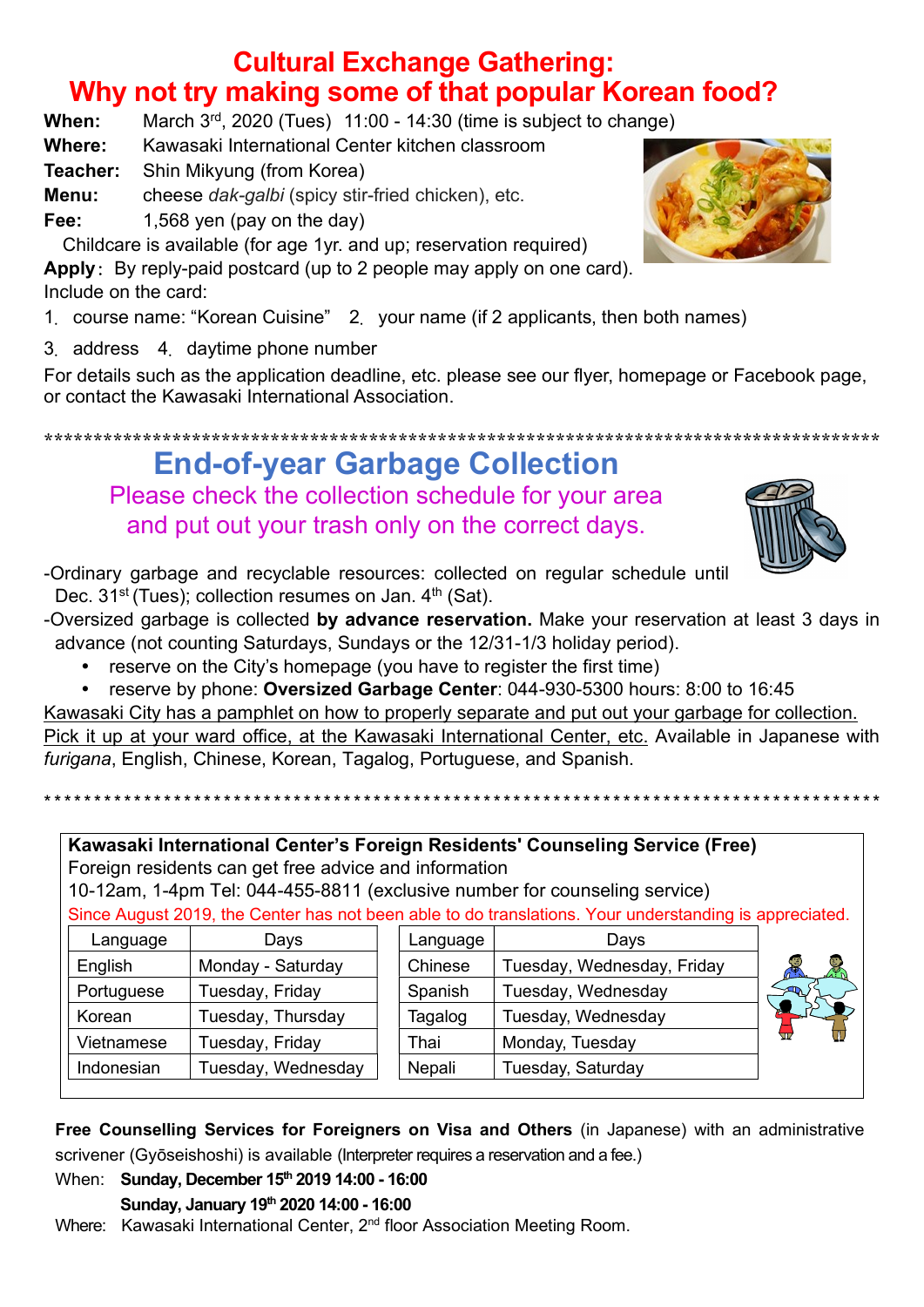# Cultural Exchange Gathering: Why not try making some of that popular Korean food?

**When:** March 3rd, 2020 (Tues) 11:00 - 14:30 (time is subject to change)
**Where:** Kawasaki International Center kitchen classroom
**Teacher:** Shin Mikyung (from Korea)
**Menu:** cheese *dak-galbi* (spicy stir-fried chicken), etc.
**Fee:** 1,568 yen (pay on the day)
Childcare is available (for age 1yr. and up; reservation required)
**Apply**: By reply-paid postcard (up to 2 people may apply on one card).
Include on the card:

1. course name: "Korean Cuisine" 2. your name (if 2 applicants, then both names)
3. address 4. daytime phone number

For details such as the application deadline, etc. please see our flyer, homepage or Facebook page, or contact the Kawasaki International Association.

***************************************************************************************

# End-of-year Garbage Collection

## Please check the collection schedule for your area and put out your trash only on the correct days.

-Ordinary garbage and recyclable resources: collected on regular schedule until Dec. 31st (Tues); collection resumes on Jan. 4th (Sat).

-Oversized garbage is collected **by advance reservation.** Make your reservation at least 3 days in advance (not counting Saturdays, Sundays or the 12/31-1/3 holiday period).

- reserve on the City's homepage (you have to register the first time)
- reserve by phone: **Oversized Garbage Center**: 044-930-5300 hours: 8:00 to 16:45

Kawasaki City has a pamphlet on how to properly separate and put out your garbage for collection. Pick it up at your ward office, at the Kawasaki International Center, etc. Available in Japanese with *furigana*, English, Chinese, Korean, Tagalog, Portuguese, and Spanish.

***************************************************************************************

**Kawasaki International Center's Foreign Residents' Counseling Service (Free)**
Foreign residents can get free advice and information
10-12am, 1-4pm Tel: 044-455-8811 (exclusive number for counseling service)
Since August 2019, the Center has not been able to do translations. Your understanding is appreciated.

| Language | Days | Language | Days |
|---|---|---|---|
| English | Monday - Saturday | Chinese | Tuesday, Wednesday, Friday |
| Portuguese | Tuesday, Friday | Spanish | Tuesday, Wednesday |
| Korean | Tuesday, Thursday | Tagalog | Tuesday, Wednesday |
| Vietnamese | Tuesday, Friday | Thai | Monday, Tuesday |
| Indonesian | Tuesday, Wednesday | Nepali | Tuesday, Saturday |

**Free Counselling Services for Foreigners on Visa and Others** (in Japanese) with an administrative scrivener (Gyōseishoshi) is available (Interpreter requires a reservation and a fee.)

When: **Sunday, December 15th 2019 14:00 - 16:00**
**Sunday, January 19th 2020 14:00 - 16:00**
Where: Kawasaki International Center, 2nd floor Association Meeting Room.